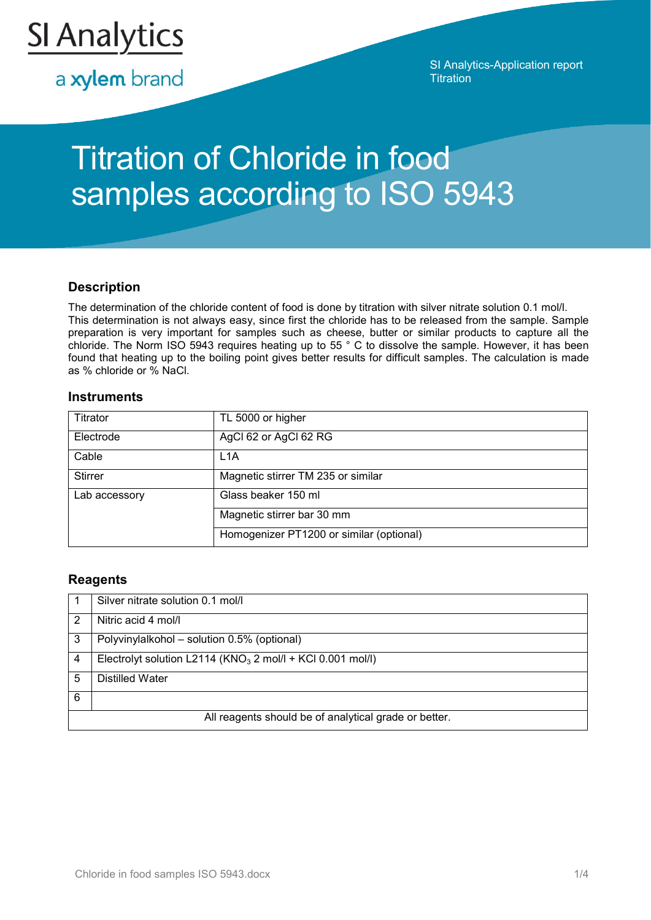SI Analytics

a xylem brand

SI Analytics-Application report
Titration

# Titration of Chloride in food samples according to ISO 5943

## Description

The determination of the chloride content of food is done by titration with silver nitrate solution 0.1 mol/l. This determination is not always easy, since first the chloride has to be released from the sample. Sample preparation is very important for samples such as cheese, butter or similar products to capture all the chloride. The Norm ISO 5943 requires heating up to 55 ° C to dissolve the sample. However, it has been found that heating up to the boiling point gives better results for difficult samples. The calculation is made as % chloride or % NaCl.

### Instruments

| | |
|---|---|
| Titrator | TL 5000 or higher |
| Electrode | AgCl 62 or AgCl 62 RG |
| Cable | L1A |
| Stirrer | Magnetic stirrer TM 235 or similar |
| Lab accessory | Glass beaker 150 ml |
| | Magnetic stirrer bar 30 mm |
| | Homogenizer PT1200 or similar (optional) |

### Reagents

| | |
|---|---|
| 1 | Silver nitrate solution 0.1 mol/l |
| 2 | Nitric acid 4 mol/l |
| 3 | Polyvinylalkohol – solution 0.5% (optional) |
| 4 | Electrolyt solution L2114 ($KNO_3$ 2 mol/l + KCl 0.001 mol/l) |
| 5 | Distilled Water |
| 6 | |
| All reagents should be of analytical grade or better. | |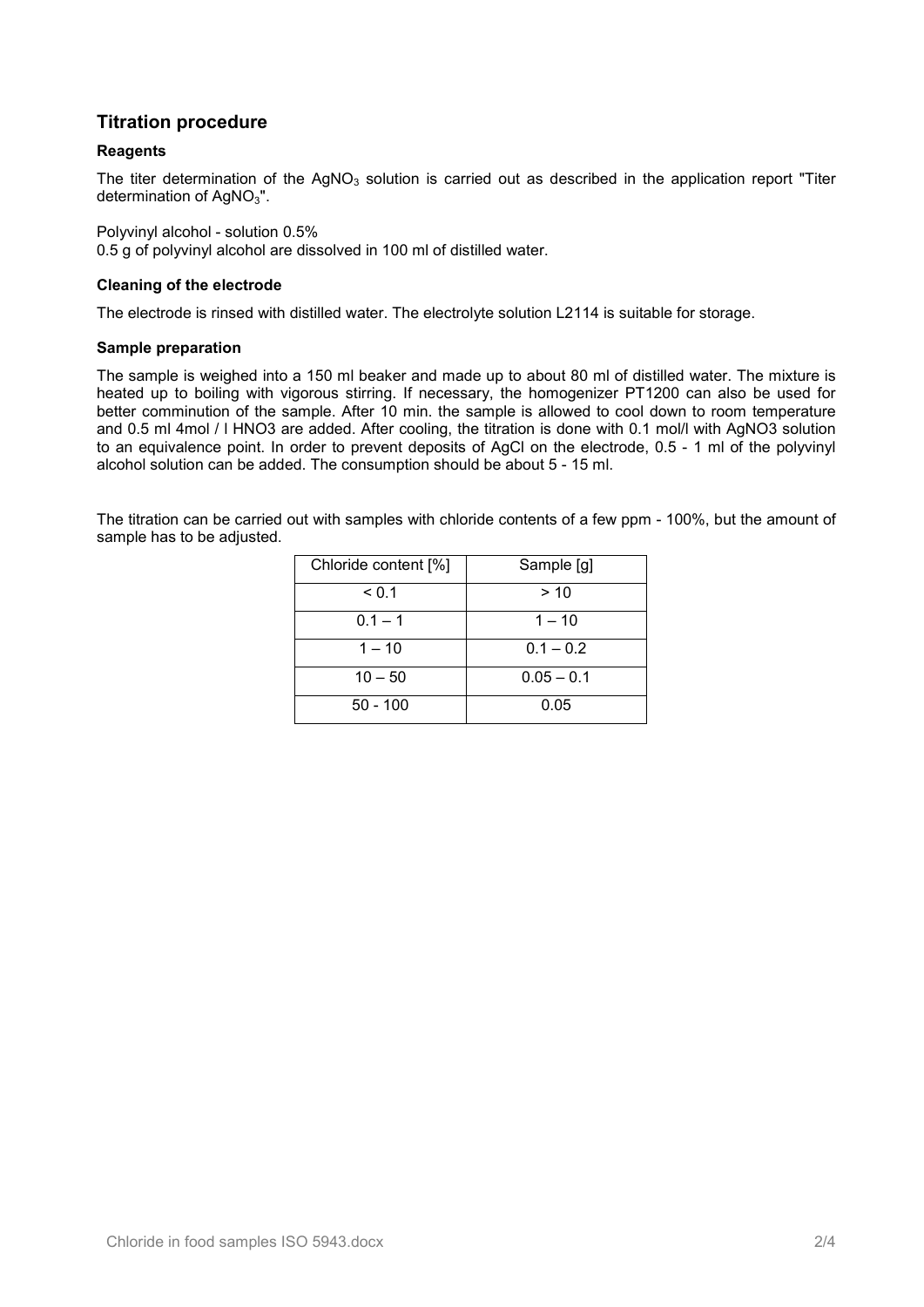## Titration procedure

### Reagents

The titer determination of the $AgNO_3$ solution is carried out as described in the application report "Titer determination of $AgNO_3$".

Polyvinyl alcohol - solution 0.5%
0.5 g of polyvinyl alcohol are dissolved in 100 ml of distilled water.

### Cleaning of the electrode

The electrode is rinsed with distilled water. The electrolyte solution L2114 is suitable for storage.

### Sample preparation

The sample is weighed into a 150 ml beaker and made up to about 80 ml of distilled water. The mixture is heated up to boiling with vigorous stirring. If necessary, the homogenizer PT1200 can also be used for better comminution of the sample. After 10 min. the sample is allowed to cool down to room temperature and 0.5 ml 4mol / l $HNO_3$ are added. After cooling, the titration is done with 0.1 mol/l with $AgNO_3$ solution to an equivalence point. In order to prevent deposits of AgCl on the electrode, 0.5 - 1 ml of the polyvinyl alcohol solution can be added. The consumption should be about 5 - 15 ml.

The titration can be carried out with samples with chloride contents of a few ppm - 100%, but the amount of sample has to be adjusted.

| Chloride content [%] | Sample [g] |
|---|---|
| < 0.1 | > 10 |
| 0.1 – 1 | 1 – 10 |
| 1 – 10 | 0.1 – 0.2 |
| 10 – 50 | 0.05 – 0.1 |
| 50 - 100 | 0.05 |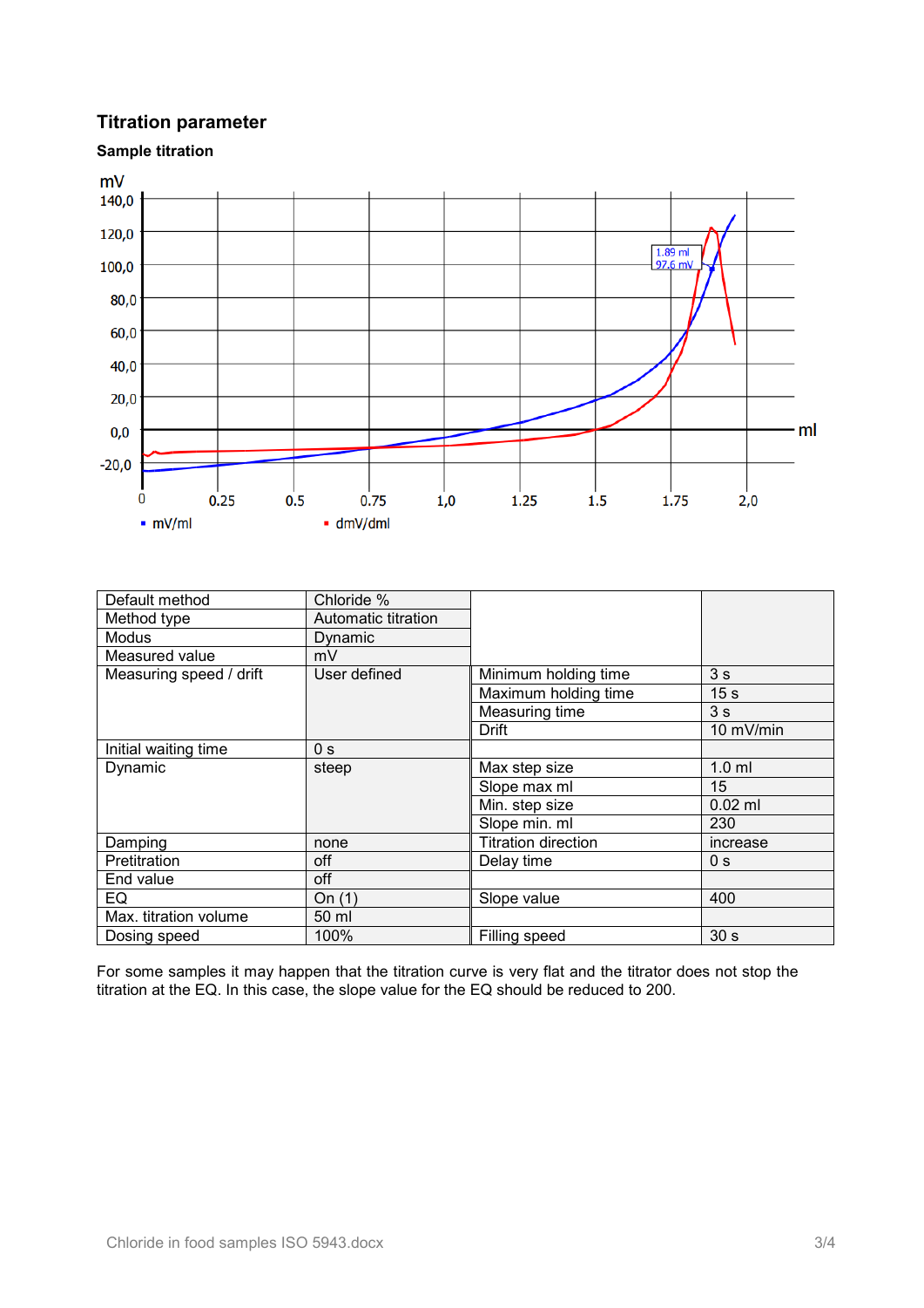## Titration parameter

### Sample titration

| Default method | Chloride % | | |
|---|---|---|---|
| Method type | Automatic titration | | |
| Modus | Dynamic | | |
| Measured value | mV | | |
| Measuring speed / drift | User defined | Minimum holding time | 3 s |
| | | Maximum holding time | 15 s |
| | | Measuring time | 3 s |
| | | Drift | 10 mV/min |
| Initial waiting time | 0 s | | |
| Dynamic | steep | Max step size | 1.0 ml |
| | | Slope max ml | 15 |
| | | Min. step size | 0.02 ml |
| | | Slope min. ml | 230 |
| Damping | none | Titration direction | increase |
| Pretitration | off | Delay time | 0 s |
| End value | off | | |
| EQ | On (1) | Slope value | 400 |
| Max. titration volume | 50 ml | | |
| Dosing speed | 100% | Filling speed | 30 s |

For some samples it may happen that the titration curve is very flat and the titrator does not stop the titration at the EQ. In this case, the slope value for the EQ should be reduced to 200.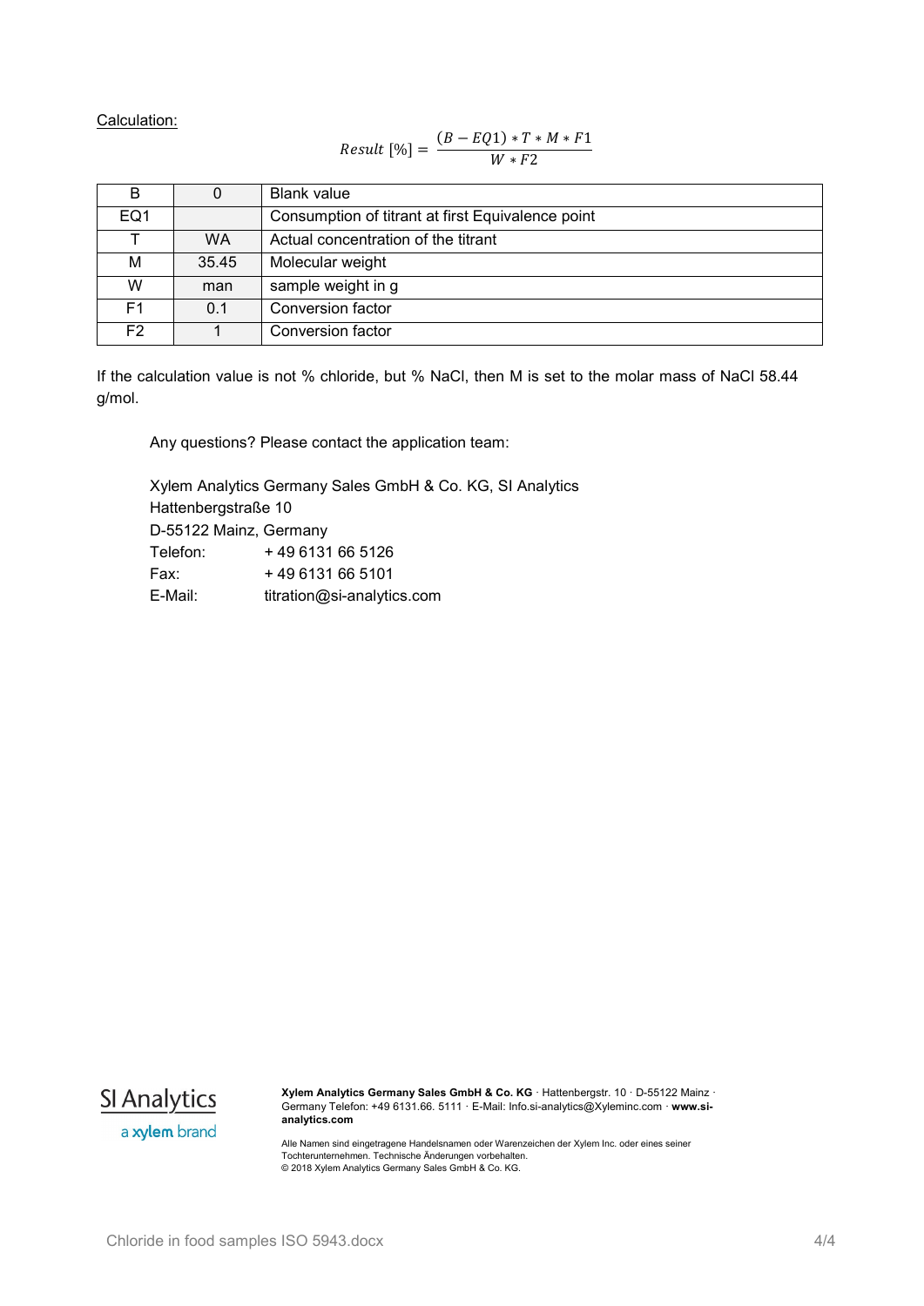Calculation:

$$Result\ [\%] = \frac{(B - EQ1) * T * M * F1}{W * F2}$$

| | | |
|---|---|---|
| B | 0 | Blank value |
| EQ1 | | Consumption of titrant at first Equivalence point |
| T | WA | Actual concentration of the titrant |
| M | 35.45 | Molecular weight |
| W | man | sample weight in g |
| F1 | 0.1 | Conversion factor |
| F2 | 1 | Conversion factor |

If the calculation value is not % chloride, but % NaCl, then M is set to the molar mass of NaCl 58.44 g/mol.

Any questions? Please contact the application team:

Xylem Analytics Germany Sales GmbH & Co. KG, SI Analytics
Hattenbergstraße 10
D-55122 Mainz, Germany
Telefon: + 49 6131 66 5126
Fax: + 49 6131 66 5101
E-Mail: titration@si-analytics.com

SI Analytics
a xylem brand

**Xylem Analytics Germany Sales GmbH & Co. KG** · Hattenbergstr. 10 · D-55122 Mainz · Germany Telefon: +49 6131.66. 5111 · E-Mail: Info.si-analytics@Xyleminc.com · **www.si-analytics.com**

Alle Namen sind eingetragene Handelsnamen oder Warenzeichen der Xylem Inc. oder eines seiner Tochterunternehmen. Technische Änderungen vorbehalten.
© 2018 Xylem Analytics Germany Sales GmbH & Co. KG.